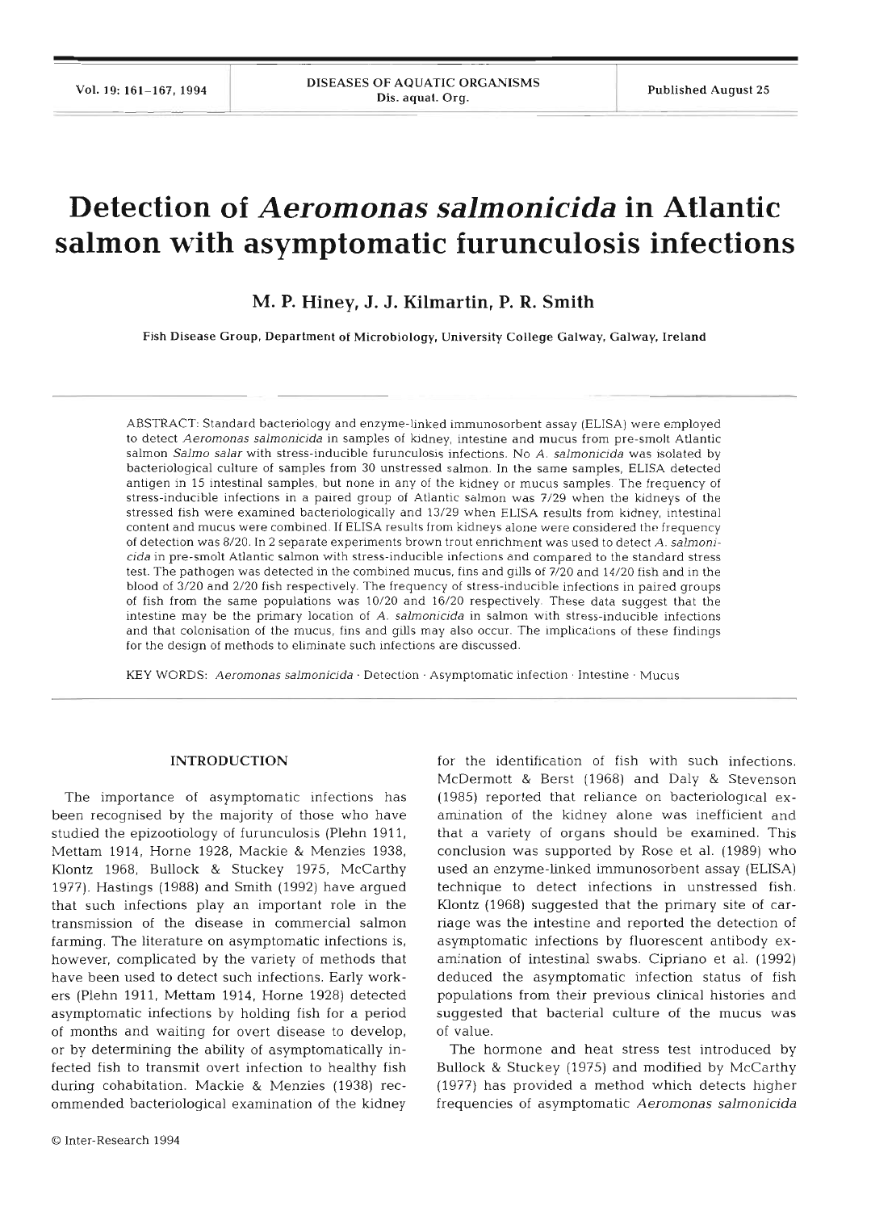# Detection of *Aeromonas salmonicida* in Atlantic salmon with asymptomatic furunculosis infections

**M. P. Hiney, J. J. Kilmartin, P. R. Smith**

Fish Disease Group, Department of Microbiology, University College Galway, Galway, Ireland

ABSTRACT: Standard bacteriology and enzyme-linked immunosorbent assay (ELISA) were employed to detect *Aeromonas salmonicida* in samples of kidney, intestine and mucus from pre-smolt Atlantic salmon *Salmo salar* with stress-inducible furunculosis infections. No *A. salmonicida* was isolated by bacteriological culture of samples from 30 unstressed salmon. In the same samples, ELISA detected antigen in 15 intestinal samples, but none in any of the kidney or mucus samples. The frequency of stress-inducible infections in a paired group of Atlantic salmon was 7/29 when the kidneys of the stressed fish were examined bacteriologically and 13/29 when ELISA results from kidney, intestinal content and mucus were combined. If ELISA results from kidneys alone were considered the frequency of detection was 8/20. In 2 separate experiments brown trout enrichment was used to detect *A. salmonicida* in pre-smolt Atlantic salmon with stress-inducible infections and compared to the standard stress test. The pathogen was detected in the combined mucus, fins and gills of 7/20 and 14/20 fish and in the blood of 3/20 and 2/20 fish respectively. The frequency of stress-inducible infections in paired groups of fish from the same populations was 10/20 and 16/20 respectively. These data suggest that the intestine may be the primary location of *A. salmonicida* in salmon with stress-inducible infections and that colonisation of the mucus, fins and gills may also occur. The implications of these findings for the design of methods to eliminate such infections are discussed.

KEY WORDS: *Aeromonas salmonicida* · Detection · Asymptomatic infection · Intestine · Mucus

## INTRODUCTION

The importance of asymptomatic infections has been recognised by the majority of those who have studied the epizootiology of furunculosis (Plehn 1911, Mettam 1914, Horne 1928, Mackie & Menzies 1938, Klontz 1968, Bullock & Stuckey 1975, McCarthy 1977). Hastings (1988) and Smith (1992) have argued that such infections play an important role in the transmission of the disease in commercial salmon farming. The literature on asymptomatic infections is, however, complicated by the variety of methods that have been used to detect such infections. Early workers (Plehn 1911, Mettam 1914, Horne 1928) detected asymptomatic infections by holding fish for a period of months and waiting for overt disease to develop, or by determining the ability of asymptomatically infected fish to transmit overt infection to healthy fish during cohabitation. Mackie & Menzies (1938) recommended bacteriological examination of the kidney for the identification of fish with such infections. McDermott & Berst (1968) and Daly & Stevenson (1985) reported that reliance on bacteriological examination of the kidney alone was inefficient and that a variety of organs should be examined. This conclusion was supported by Rose et al. (1989) who used an enzyme-linked immunosorbent assay (ELISA) technique to detect infections in unstressed fish. Klontz (1968) suggested that the primary site of carriage was the intestine and reported the detection of asymptomatic infections by fluorescent antibody examination of intestinal swabs. Cipriano et al. (1992) deduced the asymptomatic infection status of fish populations from their previous clinical histories and suggested that bacterial culture of the mucus was of value.

The hormone and heat stress test introduced by Bullock & Stuckey (1975) and modified by McCarthy (1977) has provided a method which detects higher frequencies of asymptomatic *Aeromonas salmonicida*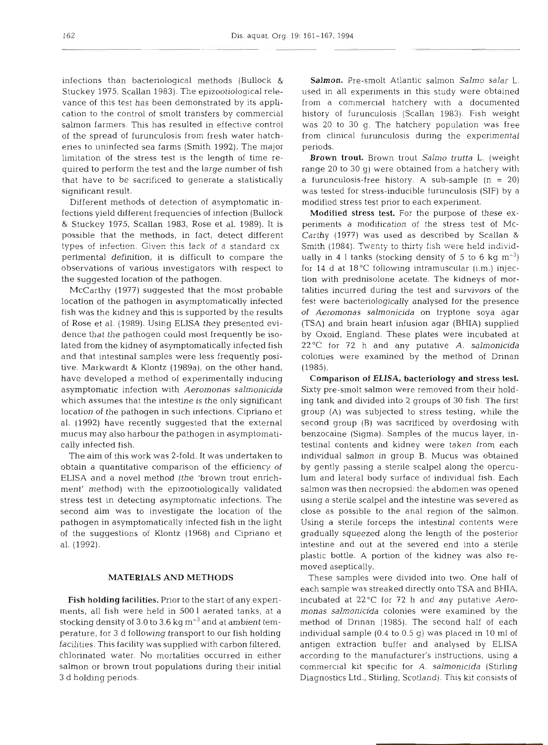infections than bacteriological methods (Bullock & Stuckey 1975, Scallan 1983). The epizootiological relevance of this test has been demonstrated by its application to the control of smolt transfers by commercial salmon farmers. This has resulted in effective control of the spread of furunculosis from fresh water hatcheries to uninfected sea farms (Smith 1992). The major limitation of the stress test is the length of time required to perform the test and the large number of fish that have to be sacrificed to generate a statistically significant result.

Different methods of detection of asymptomatic infections yield different frequencies of infection (Bullock & Stuckey 1975, Scallan 1983, Rose et al. 1989). It is possible that the methods, in fact, detect different types of infection. Given this lack of a standard experimental definition, it is difficult to compare the observations of various investigators with respect to the suggested location of the pathogen.

McCarthy (1977) suggested that the most probable location of the pathogen in asymptomatically infected fish was the kidney and this is supported by the results of Rose et al. (1989). Using ELISA they presented evidence that the pathogen could most frequently be isolated from the kidney of asymptomatically infected fish and that intestinal samples were less frequently positive. Markwardt & Klontz (1989a), on the other hand, have developed a method of experimentally inducing asymptomatic infection with *Aeromonas salmonicida* which assumes that the intestine is the only significant location of the pathogen in such infections. Cipriano et al. (1992) have recently suggested that the external mucus may also harbour the pathogen in asymptomatically infected fish.

The aim of this work was 2-fold. It was undertaken to obtain a quantitative comparison of the efficiency of ELISA and a novel method (the 'brown trout enrichment' method) with the epizootiologically validated stress test in detecting asymptomatic infections. The second aim was to investigate the location of the pathogen in asymptomatically infected fish in the light of the suggestions of Klontz (1968) and Cipriano et al. (1992).

## MATERIALS AND METHODS

**Fish holding facilities.** Prior to the start of any experiments, all fish were held in 500 l aerated tanks, at a stocking density of 3.0 to 3.6 kg $m^{-3}$ and at ambient temperature, for 3 d following transport to our fish holding facilities. This facility was supplied with carbon filtered, chlorinated water. No mortalities occurred in either salmon or brown trout populations during their initial 3 d holding periods.

**Salmon.** Pre-smolt Atlantic salmon *Salmo salar* L. used in all experiments in this study were obtained from a commercial hatchery with a documented history of furunculosis (Scallan 1983). Fish weight was 20 to 30 g. The hatchery population was free from clinical furunculosis during the experimental periods.

**Brown trout.** Brown trout *Salmo trutta* L. (weight range 20 to 30 g) were obtained from a hatchery with a furunculosis-free history. A sub-sample (n = 20) was tested for stress-inducible furunculosis (SIF) by a modified stress test prior to each experiment.

**Modified stress test.** For the purpose of these experiments a modification of the stress test of McCarthy (1977) was used as described by Scallan & Smith (1984). Twenty to thirty fish were held individually in 4 l tanks (stocking density of 5 to 6 kg $m^{-3}$) for 14 d at 18 °C following intramuscular (i.m.) injection with prednisolone acetate. The kidneys of mortalities incurred during the test and survivors of the test were bacteriologically analysed for the presence of *Aeromonas salmonicida* on tryptone soya agar (TSA) and brain heart infusion agar (BHIA) supplied by Oxoid, England. These plates were incubated at 22 °C for 72 h and any putative *A. salmonicida* colonies were examined by the method of Drinan (1985).

**Comparison of ELISA, bacteriology and stress test.** Sixty pre-smolt salmon were removed from their holding tank and divided into 2 groups of 30 fish. The first group (A) was subjected to stress testing, while the second group (B) was sacrificed by overdosing with benzocaine (Sigma). Samples of the mucus layer, intestinal contents and kidney were taken from each individual salmon in group B. Mucus was obtained by gently passing a sterile scalpel along the operculum and lateral body surface of individual fish. Each salmon was then necropsied: the abdomen was opened using a sterile scalpel and the intestine was severed as close as possible to the anal region of the salmon. Using a sterile forceps the intestinal contents were gradually squeezed along the length of the posterior intestine and out at the severed end into a sterile plastic bottle. A portion of the kidney was also removed aseptically.

These samples were divided into two. One half of each sample was streaked directly onto TSA and BHIA, incubated at 22 °C for 72 h and any putative *Aeromonas salmonicida* colonies were examined by the method of Drinan (1985). The second half of each individual sample (0.4 to 0.5 g) was placed in 10 ml of antigen extraction buffer and analysed by ELISA according to the manufacturer's instructions, using a commercial kit specific for *A. salmonicida* (Stirling Diagnostics Ltd., Stirling, Scotland). This kit consists of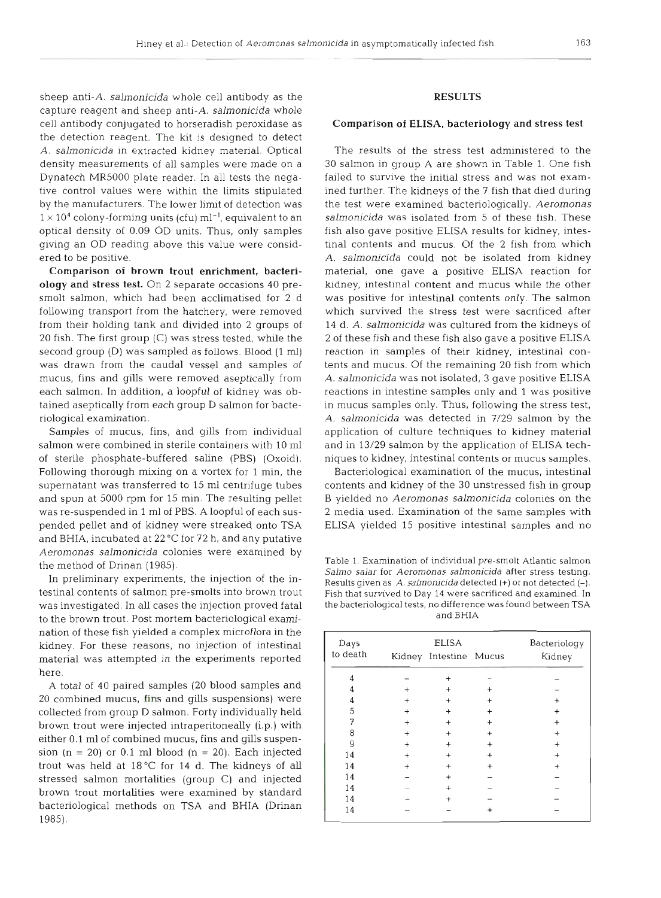sheep anti-*A. salmonicida* whole cell antibody as the capture reagent and sheep anti-*A. salmonicida* whole cell antibody conjugated to horseradish peroxidase as the detection reagent. The kit is designed to detect *A. salmonicida* in extracted kidney material. Optical density measurements of all samples were made on a Dynatech MR5000 plate reader. In all tests the negative control values were within the limits stipulated by the manufacturers. The lower limit of detection was $1 \times 10^4$ colony-forming units (cfu) ml$^{-1}$, equivalent to an optical density of 0.09 OD units. Thus, only samples giving an OD reading above this value were considered to be positive.

**Comparison of brown trout enrichment, bacteriology and stress test.** On 2 separate occasions 40 pre-smolt salmon, which had been acclimatised for 2 d following transport from the hatchery, were removed from their holding tank and divided into 2 groups of 20 fish. The first group (C) was stress tested, while the second group (D) was sampled as follows. Blood (1 ml) was drawn from the caudal vessel and samples of mucus, fins and gills were removed aseptically from each salmon. In addition, a loopful of kidney was obtained aseptically from each group D salmon for bacteriological examination.

Samples of mucus, fins, and gills from individual salmon were combined in sterile containers with 10 ml of sterile phosphate-buffered saline (PBS) (Oxoid). Following thorough mixing on a vortex for 1 min, the supernatant was transferred to 15 ml centrifuge tubes and spun at 5000 rpm for 15 min. The resulting pellet was re-suspended in 1 ml of PBS. A loopful of each suspended pellet and of kidney were streaked onto TSA and BHIA, incubated at 22 °C for 72 h, and any putative *Aeromonas salmonicida* colonies were examined by the method of Drinan (1985).

In preliminary experiments, the injection of the intestinal contents of salmon pre-smolts into brown trout was investigated. In all cases the injection proved fatal to the brown trout. Post mortem bacteriological examination of these fish yielded a complex microflora in the kidney. For these reasons, no injection of intestinal material was attempted in the experiments reported here.

A total of 40 paired samples (20 blood samples and 20 combined mucus, fins and gills suspensions) were collected from group D salmon. Forty individually held brown trout were injected intraperitoneally (i.p.) with either 0.1 ml of combined mucus, fins and gills suspension (n = 20) or 0.1 ml blood (n = 20). Each injected trout was held at 18 °C for 14 d. The kidneys of all stressed salmon mortalities (group C) and injected brown trout mortalities were examined by standard bacteriological methods on TSA and BHIA (Drinan 1985).

## RESULTS

### Comparison of ELISA, bacteriology and stress test

The results of the stress test administered to the 30 salmon in group A are shown in Table 1. One fish failed to survive the initial stress and was not examined further. The kidneys of the 7 fish that died during the test were examined bacteriologically. *Aeromonas salmonicida* was isolated from 5 of these fish. These fish also gave positive ELISA results for kidney, intestinal contents and mucus. Of the 2 fish from which *A. salmonicida* could not be isolated from kidney material, one gave a positive ELISA reaction for kidney, intestinal content and mucus while the other was positive for intestinal contents only. The salmon which survived the stress test were sacrificed after 14 d. *A. salmonicida* was cultured from the kidneys of 2 of these fish and these fish also gave a positive ELISA reaction in samples of their kidney, intestinal contents and mucus. Of the remaining 20 fish from which *A. salmonicida* was not isolated, 3 gave positive ELISA reactions in intestine samples only and 1 was positive in mucus samples only. Thus, following the stress test, *A. salmonicida* was detected in 7/29 salmon by the application of culture techniques to kidney material and in 13/29 salmon by the application of ELISA techniques to kidney, intestinal contents or mucus samples.

Bacteriological examination of the mucus, intestinal contents and kidney of the 30 unstressed fish in group B yielded no *Aeromonas salmonicida* colonies on the 2 media used. Examination of the same samples with ELISA yielded 15 positive intestinal samples and no

Table 1. Examination of individual pre-smolt Atlantic salmon *Salmo salar* for *Aeromonas salmonicida* after stress testing. Results given as *A. salmonicida* detected (+) or not detected (–). Fish that survived to Day 14 were sacrificed and examined. In the bacteriological tests, no difference was found between TSA and BHIA

| Days to death | ELISA | | | Bacteriology |
|---|---|---|---|---|
| | Kidney | Intestine | Mucus | Kidney |
| 4 | – | + | – | – |
| 4 | + | + | + | – |
| 4 | + | + | + | + |
| 5 | + | + | + | + |
| 7 | + | + | + | + |
| 8 | + | + | + | + |
| 9 | + | + | + | + |
| 14 | + | + | + | + |
| 14 | + | + | + | + |
| 14 | – | + | – | – |
| 14 | – | + | – | – |
| 14 | – | + | – | – |
| 14 | – | – | + | – |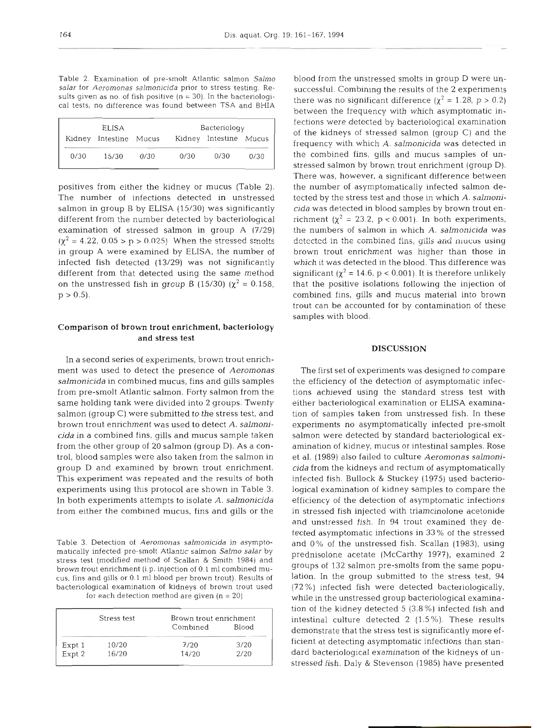Table 2. Examination of pre-smolt Atlantic salmon *Salmo salar* for *Aeromonas salmonicida* prior to stress testing. Results given as no. of fish positive (n = 30). In the bacteriological tests, no difference was found between TSA and BHIA

| ELISA | | | Bacteriology | | |
|---|---|---|---|---|---|
| Kidney | Intestine | Mucus | Kidney | Intestine | Mucus |
| 0/30 | 15/30 | 0/30 | 0/30 | 0/30 | 0/30 |

positives from either the kidney or mucus (Table 2). The number of infections detected in unstressed salmon in group B by ELISA (15/30) was significantly different from the number detected by bacteriological examination of stressed salmon in group A (7/29) ($\chi^2 = 4.22$, $0.05 > p > 0.025$). When the stressed smolts in group A were examined by ELISA, the number of infected fish detected (13/29) was not significantly different from that detected using the same method on the unstressed fish in group B (15/30) ($\chi^2 = 0.158$, $p > 0.5$).

## Comparison of brown trout enrichment, bacteriology and stress test

In a second series of experiments, brown trout enrichment was used to detect the presence of *Aeromonas salmonicida* in combined mucus, fins and gills samples from pre-smolt Atlantic salmon. Forty salmon from the same holding tank were divided into 2 groups. Twenty salmon (group C) were submitted to the stress test, and brown trout enrichment was used to detect *A. salmonicida* in a combined fins, gills and mucus sample taken from the other group of 20 salmon (group D). As a control, blood samples were also taken from the salmon in group D and examined by brown trout enrichment. This experiment was repeated and the results of both experiments using this protocol are shown in Table 3. In both experiments attempts to isolate *A. salmonicida* from either the combined mucus, fins and gills or the

Table 3. Detection of *Aeromonas salmonicida* in asymptomatically infected pre-smolt Atlantic salmon *Salmo salar* by stress test (modified method of Scallan & Smith 1984) and brown trout enrichment (i.p. injection of 0.1 ml combined mucus, fins and gills or 0.1 ml blood per brown trout). Results of bacteriological examination of kidneys of brown trout used for each detection method are given (n = 20)

| | Stress test | Brown trout enrichment | |
|---|---|---|---|
| | | Combined | Blood |
| Expt 1 | 10/20 | 7/20 | 3/20 |
| Expt 2 | 16/20 | 14/20 | 2/20 |

blood from the unstressed smolts in group D were unsuccessful. Combining the results of the 2 experiments there was no significant difference ($\chi^2 = 1.28$, $p > 0.2$) between the frequency with which asymptomatic infections were detected by bacteriological examination of the kidneys of stressed salmon (group C) and the frequency with which *A. salmonicida* was detected in the combined fins, gills and mucus samples of unstressed salmon by brown trout enrichment (group D). There was, however, a significant difference between the number of asymptomatically infected salmon detected by the stress test and those in which *A. salmonicida* was detected in blood samples by brown trout enrichment ($\chi^2 = 23.2$, $p < 0.001$). In both experiments, the numbers of salmon in which *A. salmonicida* was detected in the combined fins, gills and mucus using brown trout enrichment was higher than those in which it was detected in the blood. This difference was significant ($\chi^2 = 14.6$, $p < 0.001$). It is therefore unlikely that the positive isolations following the injection of combined fins, gills and mucus material into brown trout can be accounted for by contamination of these samples with blood.

## DISCUSSION

The first set of experiments was designed to compare the efficiency of the detection of asymptomatic infections achieved using the standard stress test with either bacteriological examination or ELISA examination of samples taken from unstressed fish. In these experiments no asymptomatically infected pre-smolt salmon were detected by standard bacteriological examination of kidney, mucus or intestinal samples. Rose et al. (1989) also failed to culture *Aeromonas salmonicida* from the kidneys and rectum of asymptomatically infected fish. Bullock & Stuckey (1975) used bacteriological examination of kidney samples to compare the efficiency of the detection of asymptomatic infections in stressed fish injected with triamcinolone acetonide and unstressed fish. In 94 trout examined they detected asymptomatic infections in 33% of the stressed and 0% of the unstressed fish. Scallan (1983), using prednisolone acetate (McCarthy 1977), examined 2 groups of 132 salmon pre-smolts from the same population. In the group submitted to the stress test, 94 (72%) infected fish were detected bacteriologically, while in the unstressed group bacteriological examination of the kidney detected 5 (3.8%) infected fish and intestinal culture detected 2 (1.5%). These results demonstrate that the stress test is significantly more efficient at detecting asymptomatic infections than standard bacteriological examination of the kidneys of unstressed fish. Daly & Stevenson (1985) have presented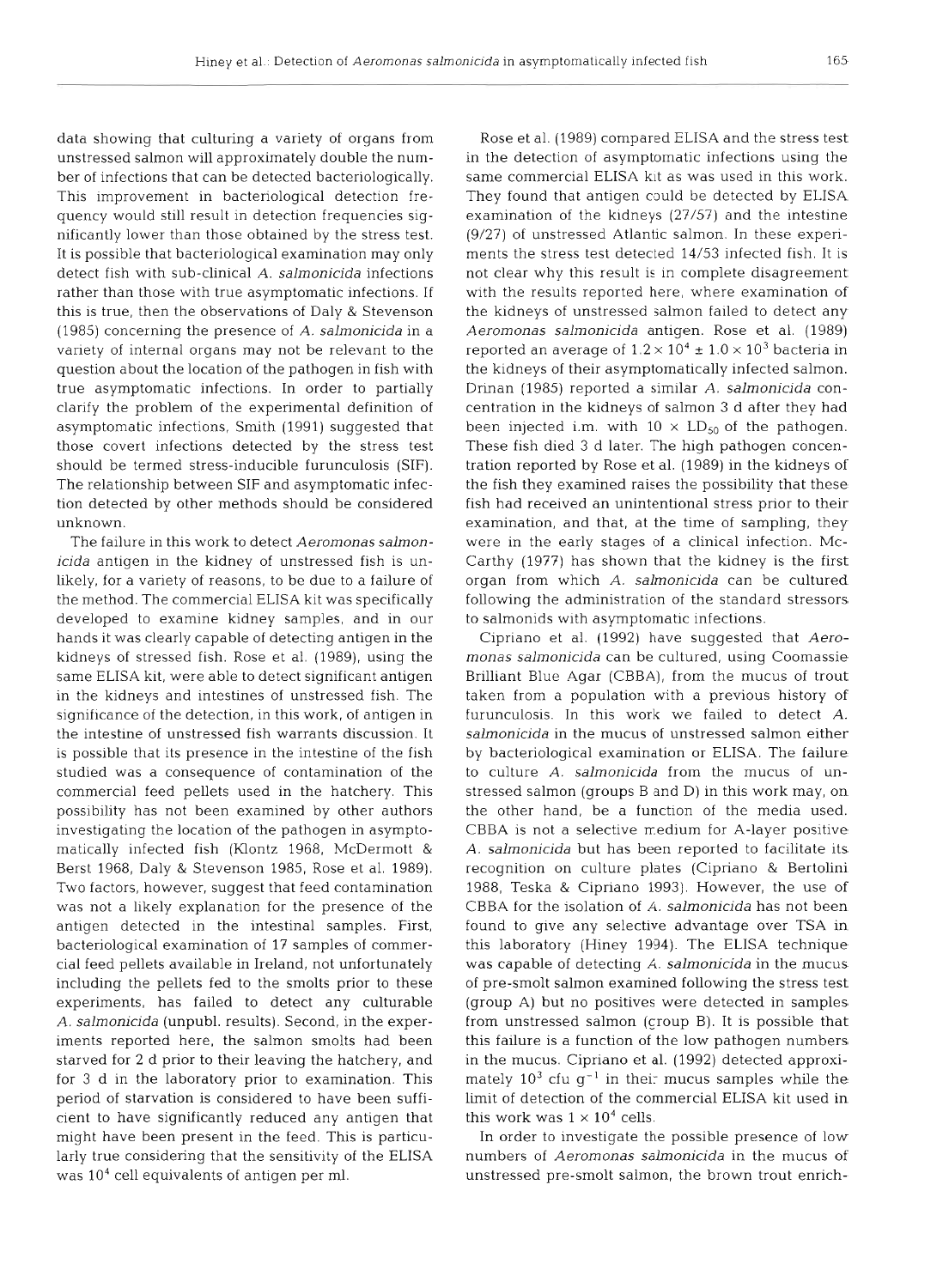data showing that culturing a variety of organs from unstressed salmon will approximately double the number of infections that can be detected bacteriologically. This improvement in bacteriological detection frequency would still result in detection frequencies significantly lower than those obtained by the stress test. It is possible that bacteriological examination may only detect fish with sub-clinical *A. salmonicida* infections rather than those with true asymptomatic infections. If this is true, then the observations of Daly & Stevenson (1985) concerning the presence of *A. salmonicida* in a variety of internal organs may not be relevant to the question about the location of the pathogen in fish with true asymptomatic infections. In order to partially clarify the problem of the experimental definition of asymptomatic infections, Smith (1991) suggested that those covert infections detected by the stress test should be termed stress-inducible furunculosis (SIF). The relationship between SIF and asymptomatic infection detected by other methods should be considered unknown.

The failure in this work to detect *Aeromonas salmonicida* antigen in the kidney of unstressed fish is unlikely, for a variety of reasons, to be due to a failure of the method. The commercial ELISA kit was specifically developed to examine kidney samples, and in our hands it was clearly capable of detecting antigen in the kidneys of stressed fish. Rose et al. (1989), using the same ELISA kit, were able to detect significant antigen in the kidneys and intestines of unstressed fish. The significance of the detection, in this work, of antigen in the intestine of unstressed fish warrants discussion. It is possible that its presence in the intestine of the fish studied was a consequence of contamination of the commercial feed pellets used in the hatchery. This possibility has not been examined by other authors investigating the location of the pathogen in asymptomatically infected fish (Klontz 1968, McDermott & Berst 1968, Daly & Stevenson 1985, Rose et al. 1989). Two factors, however, suggest that feed contamination was not a likely explanation for the presence of the antigen detected in the intestinal samples. First, bacteriological examination of 17 samples of commercial feed pellets available in Ireland, not unfortunately including the pellets fed to the smolts prior to these experiments, has failed to detect any culturable *A. salmonicida* (unpubl. results). Second, in the experiments reported here, the salmon smolts had been starved for 2 d prior to their leaving the hatchery, and for 3 d in the laboratory prior to examination. This period of starvation is considered to have been sufficient to have significantly reduced any antigen that might have been present in the feed. This is particularly true considering that the sensitivity of the ELISA was $10^4$ cell equivalents of antigen per ml.

Rose et al. (1989) compared ELISA and the stress test in the detection of asymptomatic infections using the same commercial ELISA kit as was used in this work. They found that antigen could be detected by ELISA examination of the kidneys (27/57) and the intestine (9/27) of unstressed Atlantic salmon. In these experiments the stress test detected 14/53 infected fish. It is not clear why this result is in complete disagreement with the results reported here, where examination of the kidneys of unstressed salmon failed to detect any *Aeromonas salmonicida* antigen. Rose et al. (1989) reported an average of $1.2 \times 10^4 \pm 1.0 \times 10^3$ bacteria in the kidneys of their asymptomatically infected salmon. Drinan (1985) reported a similar *A. salmonicida* concentration in the kidneys of salmon 3 d after they had been injected i.m. with $10 \times LD_{50}$ of the pathogen. These fish died 3 d later. The high pathogen concentration reported by Rose et al. (1989) in the kidneys of the fish they examined raises the possibility that these fish had received an unintentional stress prior to their examination, and that, at the time of sampling, they were in the early stages of a clinical infection. McCarthy (1977) has shown that the kidney is the first organ from which *A. salmonicida* can be cultured following the administration of the standard stressors to salmonids with asymptomatic infections.

Cipriano et al. (1992) have suggested that *Aeromonas salmonicida* can be cultured, using Coomassie Brilliant Blue Agar (CBBA), from the mucus of trout taken from a population with a previous history of furunculosis. In this work we failed to detect *A. salmonicida* in the mucus of unstressed salmon either by bacteriological examination or ELISA. The failure to culture *A. salmonicida* from the mucus of unstressed salmon (groups B and D) in this work may, on the other hand, be a function of the media used. CBBA is not a selective medium for A-layer positive *A. salmonicida* but has been reported to facilitate its recognition on culture plates (Cipriano & Bertolini 1988, Teska & Cipriano 1993). However, the use of CBBA for the isolation of *A. salmonicida* has not been found to give any selective advantage over TSA in this laboratory (Hiney 1994). The ELISA technique was capable of detecting *A. salmonicida* in the mucus of pre-smolt salmon examined following the stress test (group A) but no positives were detected in samples from unstressed salmon (group B). It is possible that this failure is a function of the low pathogen numbers in the mucus. Cipriano et al. (1992) detected approximately $10^3$ cfu $g^{-1}$ in their mucus samples while the limit of detection of the commercial ELISA kit used in this work was $1 \times 10^4$ cells.

In order to investigate the possible presence of low numbers of *Aeromonas salmonicida* in the mucus of unstressed pre-smolt salmon, the brown trout enrich-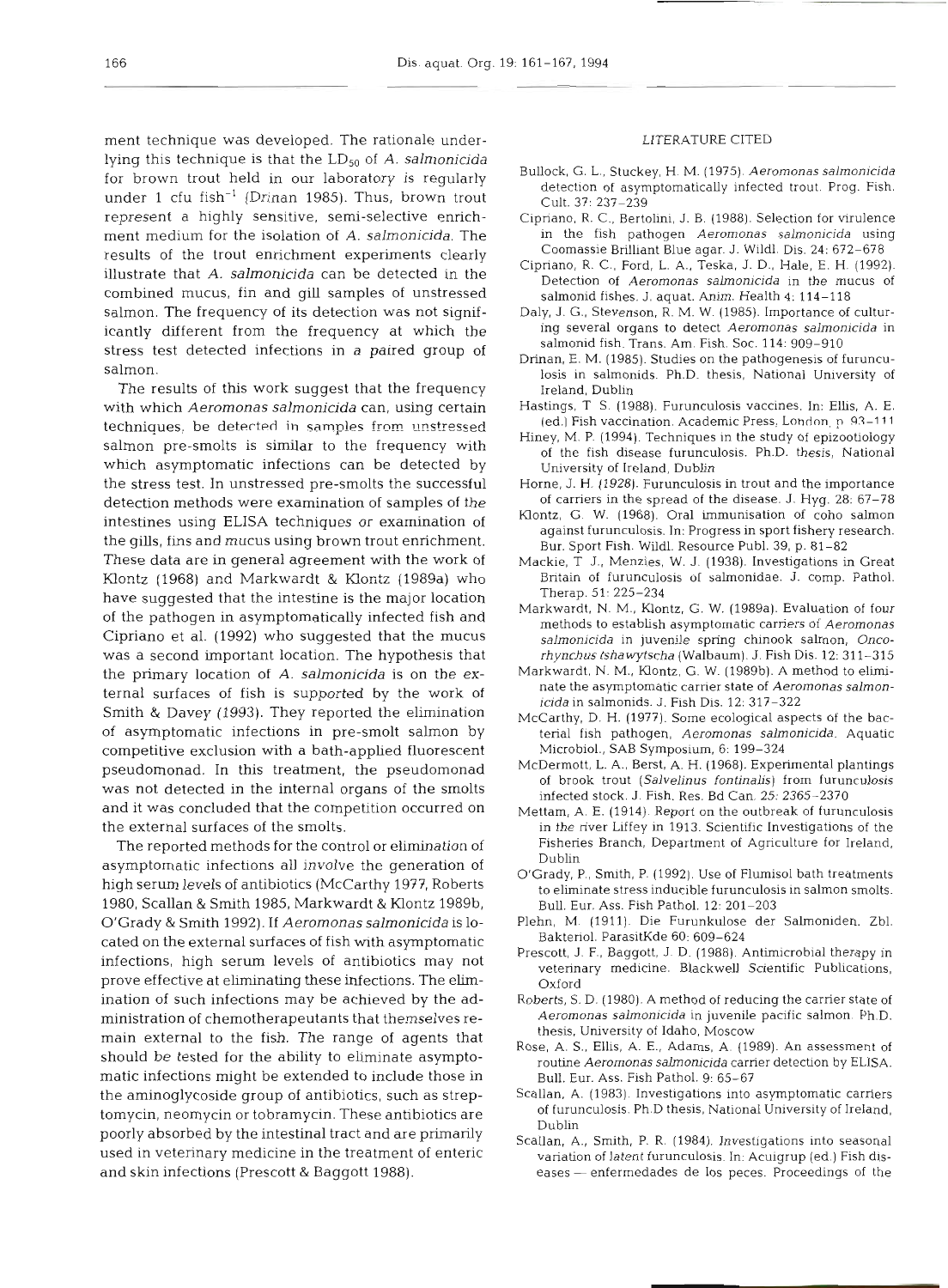ment technique was developed. The rationale underlying this technique is that the $LD_{50}$ of *A. salmonicida* for brown trout held in our laboratory is regularly under 1 cfu $fish^{-1}$ (Drinan 1985). Thus, brown trout represent a highly sensitive, semi-selective enrichment medium for the isolation of *A. salmonicida*. The results of the trout enrichment experiments clearly illustrate that *A. salmonicida* can be detected in the combined mucus, fin and gill samples of unstressed salmon. The frequency of its detection was not significantly different from the frequency at which the stress test detected infections in a paired group of salmon.

The results of this work suggest that the frequency with which *Aeromonas salmonicida* can, using certain techniques, be detected in samples from unstressed salmon pre-smolts is similar to the frequency with which asymptomatic infections can be detected by the stress test. In unstressed pre-smolts the successful detection methods were examination of samples of the intestines using ELISA techniques or examination of the gills, fins and mucus using brown trout enrichment. These data are in general agreement with the work of Klontz (1968) and Markwardt & Klontz (1989a) who have suggested that the intestine is the major location of the pathogen in asymptomatically infected fish and Cipriano et al. (1992) who suggested that the mucus was a second important location. The hypothesis that the primary location of *A. salmonicida* is on the external surfaces of fish is supported by the work of Smith & Davey (1993). They reported the elimination of asymptomatic infections in pre-smolt salmon by competitive exclusion with a bath-applied fluorescent pseudomonad. In this treatment, the pseudomonad was not detected in the internal organs of the smolts and it was concluded that the competition occurred on the external surfaces of the smolts.

The reported methods for the control or elimination of asymptomatic infections all involve the generation of high serum levels of antibiotics (McCarthy 1977, Roberts 1980, Scallan & Smith 1985, Markwardt & Klontz 1989b, O'Grady & Smith 1992). If *Aeromonas salmonicida* is located on the external surfaces of fish with asymptomatic infections, high serum levels of antibiotics may not prove effective at eliminating these infections. The elimination of such infections may be achieved by the administration of chemotherapeutants that themselves remain external to the fish. The range of agents that should be tested for the ability to eliminate asymptomatic infections might be extended to include those in the aminoglycoside group of antibiotics, such as streptomycin, neomycin or tobramycin. These antibiotics are poorly absorbed by the intestinal tract and are primarily used in veterinary medicine in the treatment of enteric and skin infections (Prescott & Baggott 1988).

## LITERATURE CITED

Bullock, G. L., Stuckey, H. M. (1975). *Aeromonas salmonicida* detection of asymptomatically infected trout. Prog. Fish. Cult. 37: 237–239

Cipriano, R. C., Bertolini, J. B. (1988). Selection for virulence in the fish pathogen *Aeromonas salmonicida* using Coomassie Brilliant Blue agar. J. Wildl. Dis. 24: 672–678

Cipriano, R. C., Ford, L. A., Teska, J. D., Hale, E. H. (1992). Detection of *Aeromonas salmonicida* in the mucus of salmonid fishes. J. aquat. Anim. Health 4: 114–118

Daly, J. G., Stevenson, R. M. W. (1985). Importance of culturing several organs to detect *Aeromonas salmonicida* in salmonid fish. Trans. Am. Fish. Soc. 114: 909–910

Drinan, E. M. (1985). Studies on the pathogenesis of furunculosis in salmonids. Ph.D. thesis, National University of Ireland, Dublin

Hastings, T. S. (1988). Furunculosis vaccines. In: Ellis, A. E. (ed.) Fish vaccination. Academic Press, London, p. 93–111

Hiney, M. P. (1994). Techniques in the study of epizootiology of the fish disease furunculosis. Ph.D. thesis, National University of Ireland, Dublin

Horne, J. H. (1928). Furunculosis in trout and the importance of carriers in the spread of the disease. J. Hyg. 28: 67–78

Klontz, G. W. (1968). Oral immunisation of coho salmon against furunculosis. In: Progress in sport fishery research. Bur. Sport Fish. Wildl. Resource Publ. 39, p. 81–82

Mackie, T. J., Menzies, W. J. (1938). Investigations in Great Britain of furunculosis of salmonidae. J. comp. Pathol. Therap. 51: 225–234

Markwardt, N. M., Klontz, G. W. (1989a). Evaluation of four methods to establish asymptomatic carriers of *Aeromonas salmonicida* in juvenile spring chinook salmon, *Oncorhynchus tshawytscha* (Walbaum). J. Fish Dis. 12: 311–315

Markwardt, N. M., Klontz, G. W. (1989b). A method to eliminate the asymptomatic carrier state of *Aeromonas salmonicida* in salmonids. J. Fish Dis. 12: 317–322

McCarthy, D. H. (1977). Some ecological aspects of the bacterial fish pathogen, *Aeromonas salmonicida*. Aquatic Microbiol., SAB Symposium, 6: 199–324

McDermott, L. A., Berst, A. H. (1968). Experimental plantings of brook trout (*Salvelinus fontinalis*) from furunculosis infected stock. J. Fish. Res. Bd Can. 25: 2365–2370

Mettam, A. E. (1914). Report on the outbreak of furunculosis in the river Liffey in 1913. Scientific Investigations of the Fisheries Branch, Department of Agriculture for Ireland, Dublin

O'Grady, P., Smith, P. (1992). Use of Flumisol bath treatments to eliminate stress inducible furunculosis in salmon smolts. Bull. Eur. Ass. Fish Pathol. 12: 201–203

Plehn, M. (1911). Die Furunkulose der Salmoniden. Zbl. Bakteriol. ParasitKde 60: 609–624

Prescott, J. F., Baggott, J. D. (1988). Antimicrobial therapy in veterinary medicine. Blackwell Scientific Publications, Oxford

Roberts, S. D. (1980). A method of reducing the carrier state of *Aeromonas salmonicida* in juvenile pacific salmon. Ph.D. thesis, University of Idaho, Moscow

Rose, A. S., Ellis, A. E., Adams, A. (1989). An assessment of routine *Aeromonas salmonicida* carrier detection by ELISA. Bull. Eur. Ass. Fish Pathol. 9: 65–67

Scallan, A. (1983). Investigations into asymptomatic carriers of furunculosis. Ph.D thesis, National University of Ireland, Dublin

Scallan, A., Smith, P. R. (1984). Investigations into seasonal variation of latent furunculosis. In: Acuigrup (ed.) Fish diseases — enfermedades de los peces. Proceedings of the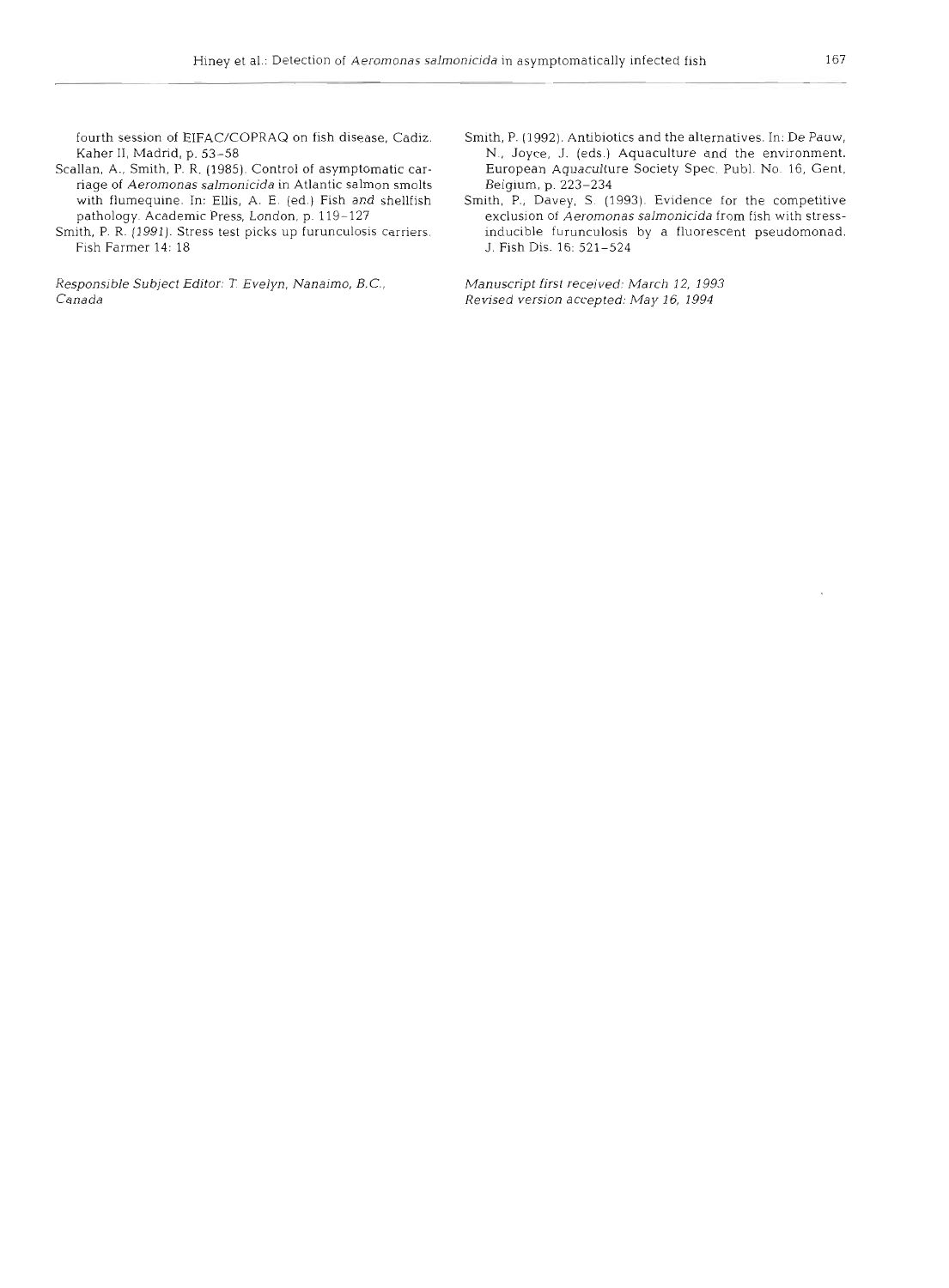fourth session of EIFAC/COPRAQ on fish disease, Cadiz. Kaher II, Madrid, p. 53–58

Scallan, A., Smith, P. R. (1985). Control of asymptomatic carriage of *Aeromonas salmonicida* in Atlantic salmon smolts with flumequine. In: Ellis, A. E. (ed.) Fish and shellfish pathology. Academic Press, London, p. 119–127

Smith, P. R. (1991). Stress test picks up furunculosis carriers. Fish Farmer 14: 18

Smith, P. (1992). Antibiotics and the alternatives. In: De Pauw, N., Joyce, J. (eds.) Aquaculture and the environment. European Aquaculture Society Spec. Publ. No. 16, Gent, Belgium, p. 223–234

Smith, P., Davey, S. (1993). Evidence for the competitive exclusion of *Aeromonas salmonicida* from fish with stress-inducible furunculosis by a fluorescent pseudomonad. J. Fish Dis. 16: 521–524

*Responsible Subject Editor: T. Evelyn, Nanaimo, B.C., Canada*

*Manuscript first received: March 12, 1993*
*Revised version accepted: May 16, 1994*